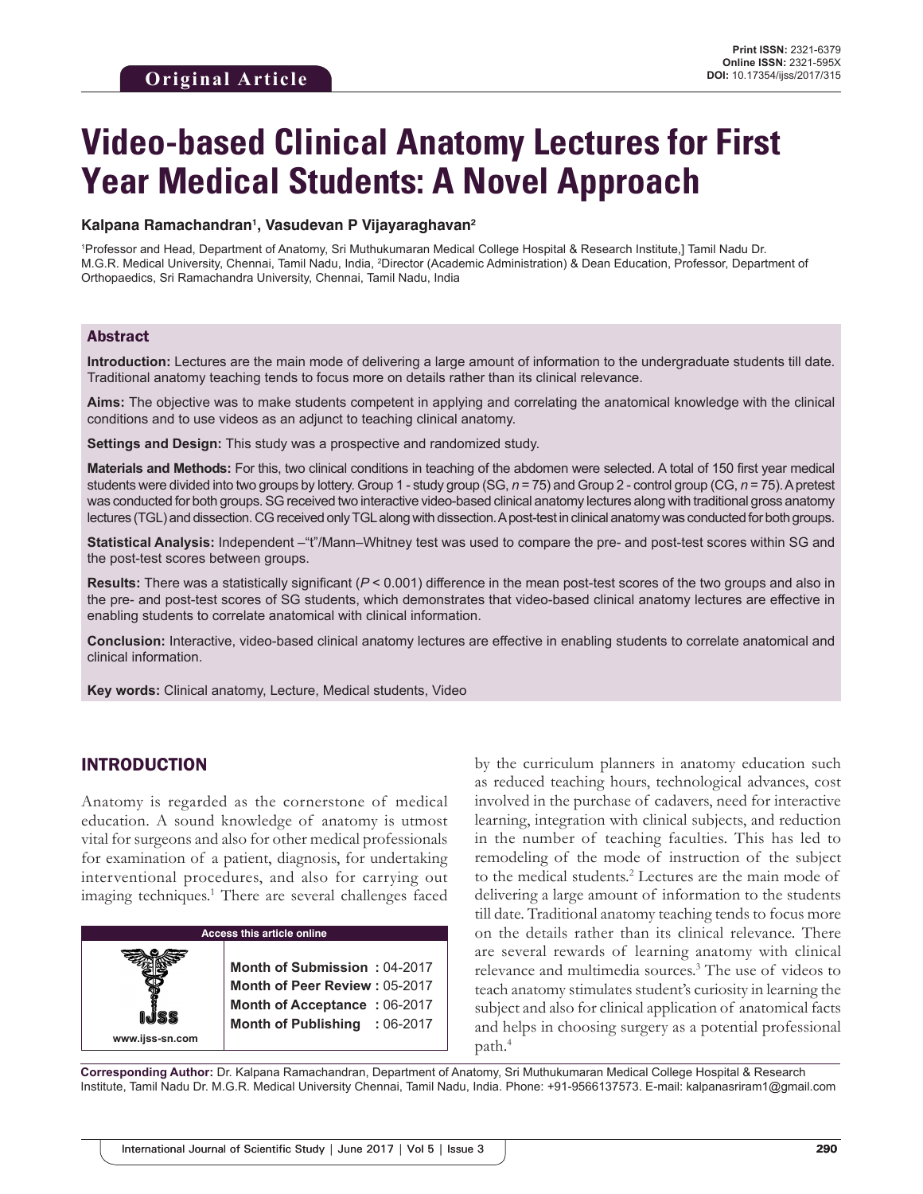**Original Article**

**Print ISSN:** 2321-6379
**Online ISSN:** 2321-595X
**DOI:** 10.17354/ijss/2017/315

# Video-based Clinical Anatomy Lectures for First Year Medical Students: A Novel Approach

**Kalpana Ramachandran[1], Vasudevan P Vijayaraghavan[2]**

[1]Professor and Head, Department of Anatomy, Sri Muthukumaran Medical College Hospital & Research Institute,] Tamil Nadu Dr. M.G.R. Medical University, Chennai, Tamil Nadu, India, [2]Director (Academic Administration) & Dean Education, Professor, Department of Orthopaedics, Sri Ramachandra University, Chennai, Tamil Nadu, India

## Abstract

**Introduction:** Lectures are the main mode of delivering a large amount of information to the undergraduate students till date. Traditional anatomy teaching tends to focus more on details rather than its clinical relevance.

**Aims:** The objective was to make students competent in applying and correlating the anatomical knowledge with the clinical conditions and to use videos as an adjunct to teaching clinical anatomy.

**Settings and Design:** This study was a prospective and randomized study.

**Materials and Methods:** For this, two clinical conditions in teaching of the abdomen were selected. A total of 150 first year medical students were divided into two groups by lottery. Group 1 - study group (SG, *n* = 75) and Group 2 - control group (CG, *n* = 75). A pretest was conducted for both groups. SG received two interactive video-based clinical anatomy lectures along with traditional gross anatomy lectures (TGL) and dissection. CG received only TGL along with dissection. A post-test in clinical anatomy was conducted for both groups.

**Statistical Analysis:** Independent –"t"/Mann–Whitney test was used to compare the pre- and post-test scores within SG and the post-test scores between groups.

**Results:** There was a statistically significant ($P < 0.001$) difference in the mean post-test scores of the two groups and also in the pre- and post-test scores of SG students, which demonstrates that video-based clinical anatomy lectures are effective in enabling students to correlate anatomical with clinical information.

**Conclusion:** Interactive, video-based clinical anatomy lectures are effective in enabling students to correlate anatomical and clinical information.

**Key words:** Clinical anatomy, Lecture, Medical students, Video

## INTRODUCTION

Anatomy is regarded as the cornerstone of medical education. A sound knowledge of anatomy is utmost vital for surgeons and also for other medical professionals for examination of a patient, diagnosis, for undertaking interventional procedures, and also for carrying out imaging techniques.[1] There are several challenges faced by the curriculum planners in anatomy education such as reduced teaching hours, technological advances, cost involved in the purchase of cadavers, need for interactive learning, integration with clinical subjects, and reduction in the number of teaching faculties. This has led to remodeling of the mode of instruction of the subject to the medical students.[2] Lectures are the main mode of delivering a large amount of information to the students till date. Traditional anatomy teaching tends to focus more on the details rather than its clinical relevance. There are several rewards of learning anatomy with clinical relevance and multimedia sources.[3] The use of videos to teach anatomy stimulates student's curiosity in learning the subject and also for clinical application of anatomical facts and helps in choosing surgery as a potential professional path.[4]

**Access this article online**

www.ijss-sn.com

**Month of Submission :** 04-2017
**Month of Peer Review :** 05-2017
**Month of Acceptance :** 06-2017
**Month of Publishing :** 06-2017

**Corresponding Author:** Dr. Kalpana Ramachandran, Department of Anatomy, Sri Muthukumaran Medical College Hospital & Research Institute, Tamil Nadu Dr. M.G.R. Medical University Chennai, Tamil Nadu, India. Phone: +91-9566137573. E-mail: kalpanasriram1@gmail.com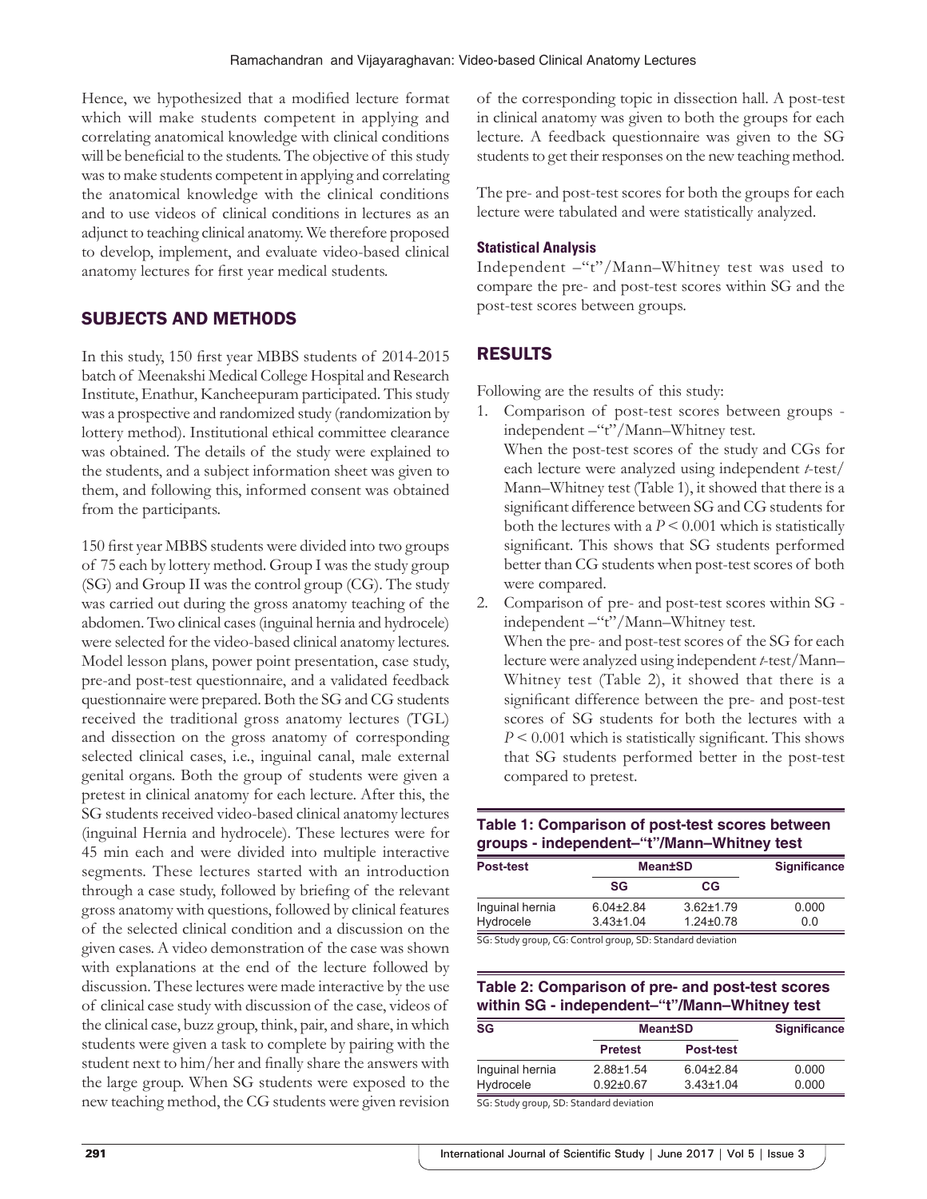Hence, we hypothesized that a modified lecture format which will make students competent in applying and correlating anatomical knowledge with clinical conditions will be beneficial to the students. The objective of this study was to make students competent in applying and correlating the anatomical knowledge with the clinical conditions and to use videos of clinical conditions in lectures as an adjunct to teaching clinical anatomy. We therefore proposed to develop, implement, and evaluate video-based clinical anatomy lectures for first year medical students.

## SUBJECTS AND METHODS

In this study, 150 first year MBBS students of 2014-2015 batch of Meenakshi Medical College Hospital and Research Institute, Enathur, Kancheepuram participated. This study was a prospective and randomized study (randomization by lottery method). Institutional ethical committee clearance was obtained. The details of the study were explained to the students, and a subject information sheet was given to them, and following this, informed consent was obtained from the participants.

150 first year MBBS students were divided into two groups of 75 each by lottery method. Group I was the study group (SG) and Group II was the control group (CG). The study was carried out during the gross anatomy teaching of the abdomen. Two clinical cases (inguinal hernia and hydrocele) were selected for the video-based clinical anatomy lectures. Model lesson plans, power point presentation, case study, pre-and post-test questionnaire, and a validated feedback questionnaire were prepared. Both the SG and CG students received the traditional gross anatomy lectures (TGL) and dissection on the gross anatomy of corresponding selected clinical cases, i.e., inguinal canal, male external genital organs. Both the group of students were given a pretest in clinical anatomy for each lecture. After this, the SG students received video-based clinical anatomy lectures (inguinal Hernia and hydrocele). These lectures were for 45 min each and were divided into multiple interactive segments. These lectures started with an introduction through a case study, followed by briefing of the relevant gross anatomy with questions, followed by clinical features of the selected clinical condition and a discussion on the given cases. A video demonstration of the case was shown with explanations at the end of the lecture followed by discussion. These lectures were made interactive by the use of clinical case study with discussion of the case, videos of the clinical case, buzz group, think, pair, and share, in which students were given a task to complete by pairing with the student next to him/her and finally share the answers with the large group. When SG students were exposed to the new teaching method, the CG students were given revision of the corresponding topic in dissection hall. A post-test in clinical anatomy was given to both the groups for each lecture. A feedback questionnaire was given to the SG students to get their responses on the new teaching method.

The pre- and post-test scores for both the groups for each lecture were tabulated and were statistically analyzed.

### Statistical Analysis

Independent –"t"/Mann–Whitney test was used to compare the pre- and post-test scores within SG and the post-test scores between groups.

## RESULTS

Following are the results of this study:

1. Comparison of post-test scores between groups - independent –"t"/Mann–Whitney test.
   When the post-test scores of the study and CGs for each lecture were analyzed using independent *t*-test/Mann–Whitney test (Table 1), it showed that there is a significant difference between SG and CG students for both the lectures with a $P < 0.001$ which is statistically significant. This shows that SG students performed better than CG students when post-test scores of both were compared.
2. Comparison of pre- and post-test scores within SG - independent –"t"/Mann–Whitney test.
   When the pre- and post-test scores of the SG for each lecture were analyzed using independent *t*-test/Mann–Whitney test (Table 2), it showed that there is a significant difference between the pre- and post-test scores of SG students for both the lectures with a $P < 0.001$ which is statistically significant. This shows that SG students performed better in the post-test compared to pretest.

**Table 1: Comparison of post-test scores between groups - independent–"t"/Mann–Whitney test**

| Post-test | Mean±SD | | Significance |
|---|---|---|---|
| | SG | CG | |
| Inguinal hernia | 6.04±2.84 | 3.62±1.79 | 0.000 |
| Hydrocele | 3.43±1.04 | 1.24±0.78 | 0.0 |

SG: Study group, CG: Control group, SD: Standard deviation

**Table 2: Comparison of pre- and post-test scores within SG - independent–"t"/Mann–Whitney test**

| SG | Mean±SD | | Significance |
|---|---|---|---|
| | Pretest | Post-test | |
| Inguinal hernia | 2.88±1.54 | 6.04±2.84 | 0.000 |
| Hydrocele | 0.92±0.67 | 3.43±1.04 | 0.000 |

SG: Study group, SD: Standard deviation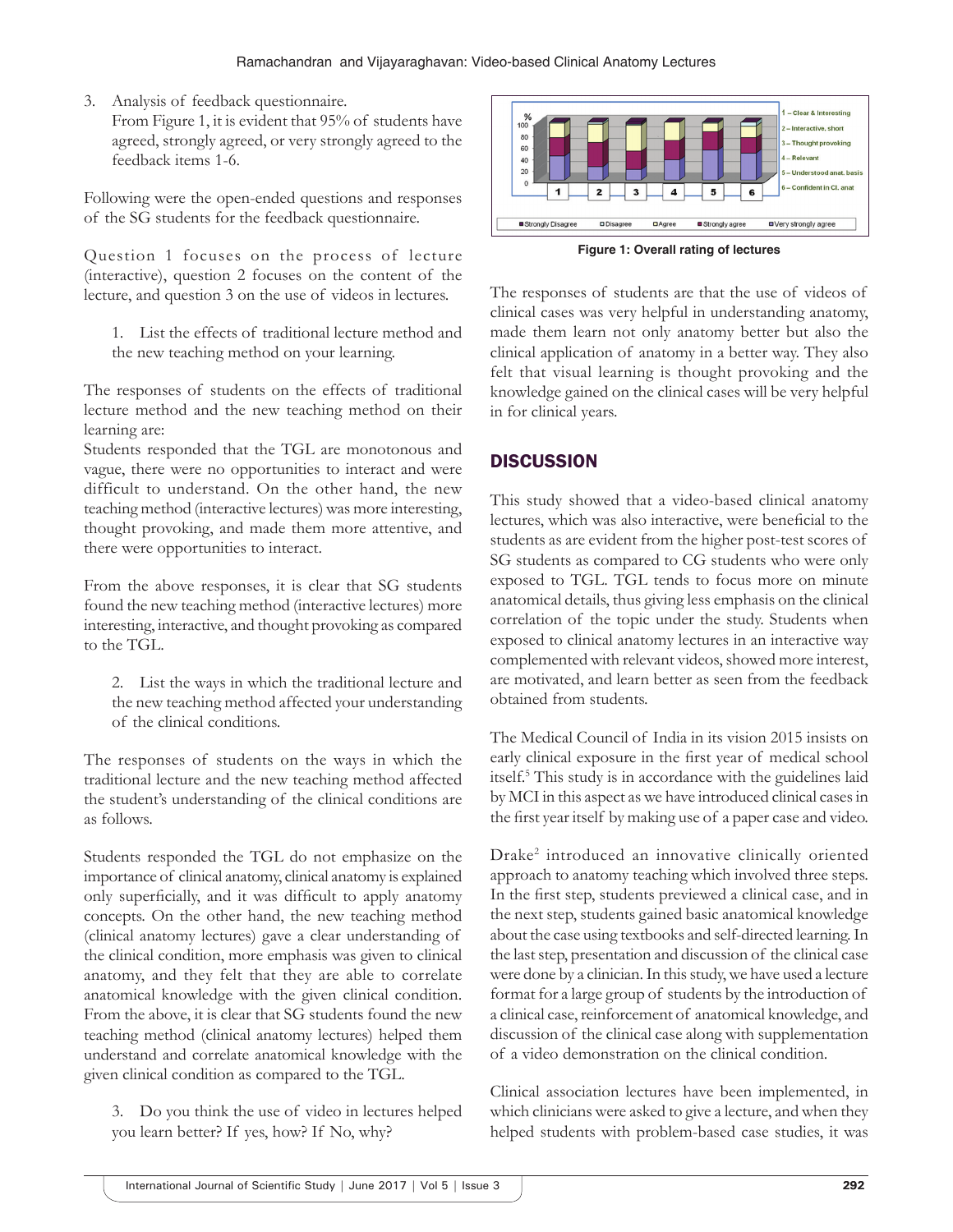3. Analysis of feedback questionnaire.

   From Figure 1, it is evident that 95% of students have agreed, strongly agreed, or very strongly agreed to the feedback items 1-6.

Following were the open-ended questions and responses of the SG students for the feedback questionnaire.

Question 1 focuses on the process of lecture (interactive), question 2 focuses on the content of the lecture, and question 3 on the use of videos in lectures.

1. List the effects of traditional lecture method and the new teaching method on your learning.

The responses of students on the effects of traditional lecture method and the new teaching method on their learning are:

Students responded that the TGL are monotonous and vague, there were no opportunities to interact and were difficult to understand. On the other hand, the new teaching method (interactive lectures) was more interesting, thought provoking, and made them more attentive, and there were opportunities to interact.

From the above responses, it is clear that SG students found the new teaching method (interactive lectures) more interesting, interactive, and thought provoking as compared to the TGL.

2. List the ways in which the traditional lecture and the new teaching method affected your understanding of the clinical conditions.

The responses of students on the ways in which the traditional lecture and the new teaching method affected the student's understanding of the clinical conditions are as follows.

Students responded the TGL do not emphasize on the importance of clinical anatomy, clinical anatomy is explained only superficially, and it was difficult to apply anatomy concepts. On the other hand, the new teaching method (clinical anatomy lectures) gave a clear understanding of the clinical condition, more emphasis was given to clinical anatomy, and they felt that they are able to correlate anatomical knowledge with the given clinical condition. From the above, it is clear that SG students found the new teaching method (clinical anatomy lectures) helped them understand and correlate anatomical knowledge with the given clinical condition as compared to the TGL.

3. Do you think the use of video in lectures helped you learn better? If yes, how? If No, why?

**Figure 1: Overall rating of lectures**

The responses of students are that the use of videos of clinical cases was very helpful in understanding anatomy, made them learn not only anatomy better but also the clinical application of anatomy in a better way. They also felt that visual learning is thought provoking and the knowledge gained on the clinical cases will be very helpful in for clinical years.

## DISCUSSION

This study showed that a video-based clinical anatomy lectures, which was also interactive, were beneficial to the students as are evident from the higher post-test scores of SG students as compared to CG students who were only exposed to TGL. TGL tends to focus more on minute anatomical details, thus giving less emphasis on the clinical correlation of the topic under the study. Students when exposed to clinical anatomy lectures in an interactive way complemented with relevant videos, showed more interest, are motivated, and learn better as seen from the feedback obtained from students.

The Medical Council of India in its vision 2015 insists on early clinical exposure in the first year of medical school itself.[5] This study is in accordance with the guidelines laid by MCI in this aspect as we have introduced clinical cases in the first year itself by making use of a paper case and video.

Drake[2] introduced an innovative clinically oriented approach to anatomy teaching which involved three steps. In the first step, students previewed a clinical case, and in the next step, students gained basic anatomical knowledge about the case using textbooks and self-directed learning. In the last step, presentation and discussion of the clinical case were done by a clinician. In this study, we have used a lecture format for a large group of students by the introduction of a clinical case, reinforcement of anatomical knowledge, and discussion of the clinical case along with supplementation of a video demonstration on the clinical condition.

Clinical association lectures have been implemented, in which clinicians were asked to give a lecture, and when they helped students with problem-based case studies, it was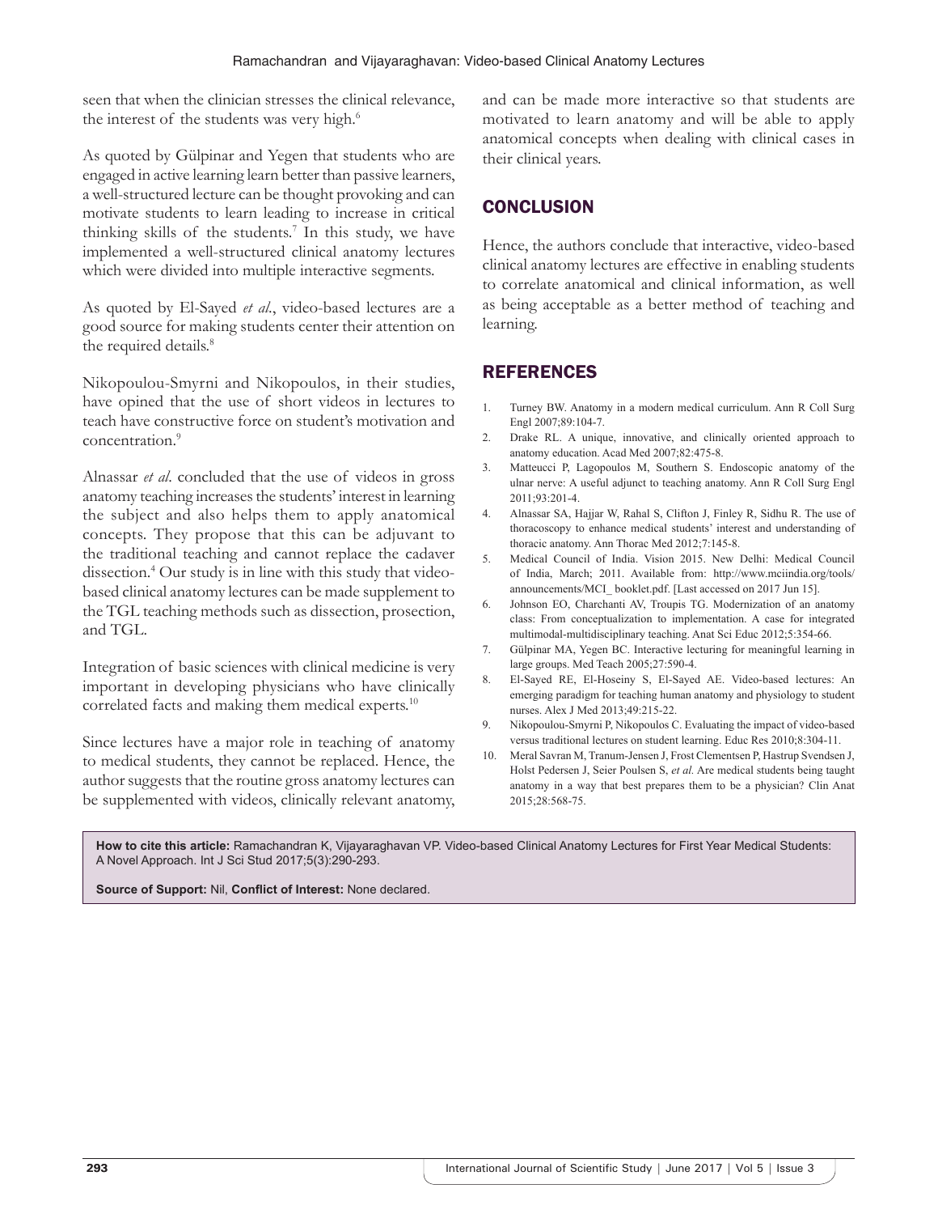seen that when the clinician stresses the clinical relevance, the interest of the students was very high.[6]

As quoted by Gülpinar and Yegen that students who are engaged in active learning learn better than passive learners, a well-structured lecture can be thought provoking and can motivate students to learn leading to increase in critical thinking skills of the students.[7] In this study, we have implemented a well-structured clinical anatomy lectures which were divided into multiple interactive segments.

As quoted by El-Sayed *et al*., video-based lectures are a good source for making students center their attention on the required details.[8]

Nikopoulou-Smyrni and Nikopoulos, in their studies, have opined that the use of short videos in lectures to teach have constructive force on student's motivation and concentration.[9]

Alnassar *et al*. concluded that the use of videos in gross anatomy teaching increases the students' interest in learning the subject and also helps them to apply anatomical concepts. They propose that this can be adjuvant to the traditional teaching and cannot replace the cadaver dissection.[4] Our study is in line with this study that video-based clinical anatomy lectures can be made supplement to the TGL teaching methods such as dissection, prosection, and TGL.

Integration of basic sciences with clinical medicine is very important in developing physicians who have clinically correlated facts and making them medical experts.[10]

Since lectures have a major role in teaching of anatomy to medical students, they cannot be replaced. Hence, the author suggests that the routine gross anatomy lectures can be supplemented with videos, clinically relevant anatomy, and can be made more interactive so that students are motivated to learn anatomy and will be able to apply anatomical concepts when dealing with clinical cases in their clinical years.

## CONCLUSION

Hence, the authors conclude that interactive, video-based clinical anatomy lectures are effective in enabling students to correlate anatomical and clinical information, as well as being acceptable as a better method of teaching and learning.

## REFERENCES

1. Turney BW. Anatomy in a modern medical curriculum. Ann R Coll Surg Engl 2007;89:104-7.
2. Drake RL. A unique, innovative, and clinically oriented approach to anatomy education. Acad Med 2007;82:475-8.
3. Matteucci P, Lagopoulos M, Southern S. Endoscopic anatomy of the ulnar nerve: A useful adjunct to teaching anatomy. Ann R Coll Surg Engl 2011;93:201-4.
4. Alnassar SA, Hajjar W, Rahal S, Clifton J, Finley R, Sidhu R. The use of thoracoscopy to enhance medical students' interest and understanding of thoracic anatomy. Ann Thorac Med 2012;7:145-8.
5. Medical Council of India. Vision 2015. New Delhi: Medical Council of India, March; 2011. Available from: http://www.mciindia.org/tools/announcements/MCI_ booklet.pdf. [Last accessed on 2017 Jun 15].
6. Johnson EO, Charchanti AV, Troupis TG. Modernization of an anatomy class: From conceptualization to implementation. A case for integrated multimodal-multidisciplinary teaching. Anat Sci Educ 2012;5:354-66.
7. Gülpinar MA, Yegen BC. Interactive lecturing for meaningful learning in large groups. Med Teach 2005;27:590-4.
8. El-Sayed RE, El-Hoseiny S, El-Sayed AE. Video-based lectures: An emerging paradigm for teaching human anatomy and physiology to student nurses. Alex J Med 2013;49:215-22.
9. Nikopoulou-Smyrni P, Nikopoulos C. Evaluating the impact of video-based versus traditional lectures on student learning. Educ Res 2010;8:304-11.
10. Meral Savran M, Tranum-Jensen J, Frost Clementsen P, Hastrup Svendsen J, Holst Pedersen J, Seier Poulsen S, *et al*. Are medical students being taught anatomy in a way that best prepares them to be a physician? Clin Anat 2015;28:568-75.

**How to cite this article:** Ramachandran K, Vijayaraghavan VP. Video-based Clinical Anatomy Lectures for First Year Medical Students: A Novel Approach. Int J Sci Stud 2017;5(3):290-293.

**Source of Support:** Nil, **Conflict of Interest:** None declared.